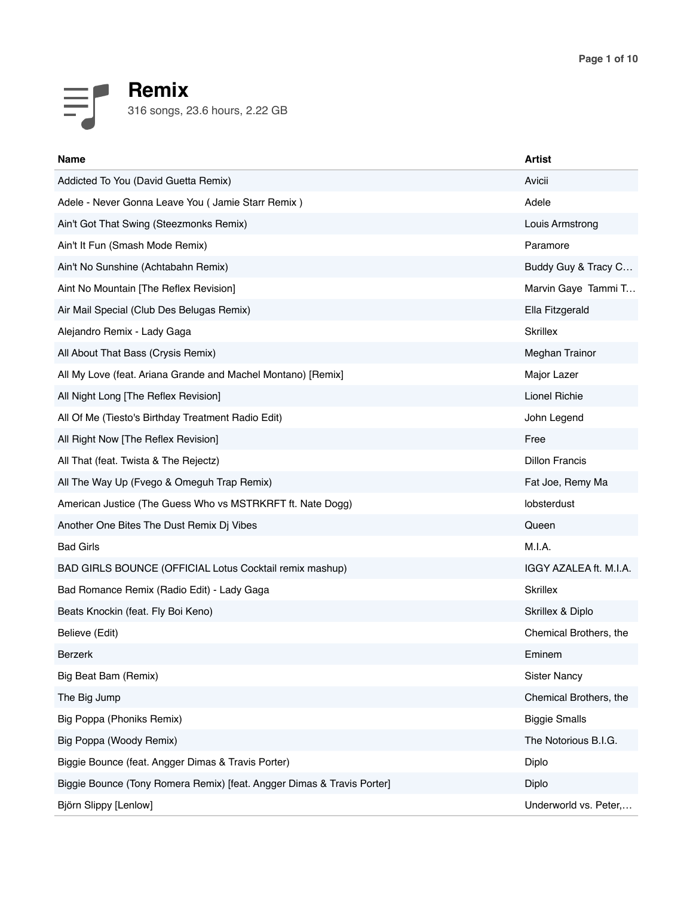# Remix

316 songs, 23.6 hours, 2.22 GB

| Name | Artist |
| --- | --- |
| Addicted To You (David Guetta Remix) | Avicii |
| Adele - Never Gonna Leave You ( Jamie Starr Remix ) | Adele |
| Ain't Got That Swing (Steezmonks Remix) | Louis Armstrong |
| Ain't It Fun (Smash Mode Remix) | Paramore |
| Ain't No Sunshine (Achtabahn Remix) | Buddy Guy & Tracy C… |
| Aint No Mountain [The Reflex Revision] | Marvin Gaye  Tammi T… |
| Air Mail Special (Club Des Belugas Remix) | Ella Fitzgerald |
| Alejandro Remix - Lady Gaga | Skrillex |
| All About That Bass (Crysis Remix) | Meghan Trainor |
| All My Love (feat. Ariana Grande and Machel Montano) [Remix] | Major Lazer |
| All Night Long [The Reflex Revision] | Lionel Richie |
| All Of Me (Tiesto's Birthday Treatment Radio Edit) | John Legend |
| All Right Now [The Reflex Revision] | Free |
| All That (feat. Twista & The Rejectz) | Dillon Francis |
| All The Way Up (Fvego & Omeguh Trap Remix) | Fat Joe, Remy Ma |
| American Justice (The Guess Who vs MSTRKRFT ft. Nate Dogg) | lobsterdust |
| Another One Bites The Dust Remix Dj Vibes | Queen |
| Bad Girls | M.I.A. |
| BAD GIRLS BOUNCE (OFFICIAL Lotus Cocktail remix mashup) | IGGY AZALEA ft. M.I.A. |
| Bad Romance Remix (Radio Edit) - Lady Gaga | Skrillex |
| Beats Knockin (feat. Fly Boi Keno) | Skrillex & Diplo |
| Believe (Edit) | Chemical Brothers, the |
| Berzerk | Eminem |
| Big Beat Bam (Remix) | Sister Nancy |
| The Big Jump | Chemical Brothers, the |
| Big Poppa (Phoniks Remix) | Biggie Smalls |
| Big Poppa (Woody Remix) | The Notorious B.I.G. |
| Biggie Bounce (feat. Angger Dimas & Travis Porter) | Diplo |
| Biggie Bounce (Tony Romera Remix) [feat. Angger Dimas & Travis Porter] | Diplo |
| Björn Slippy [Lenlow] | Underworld vs. Peter,… |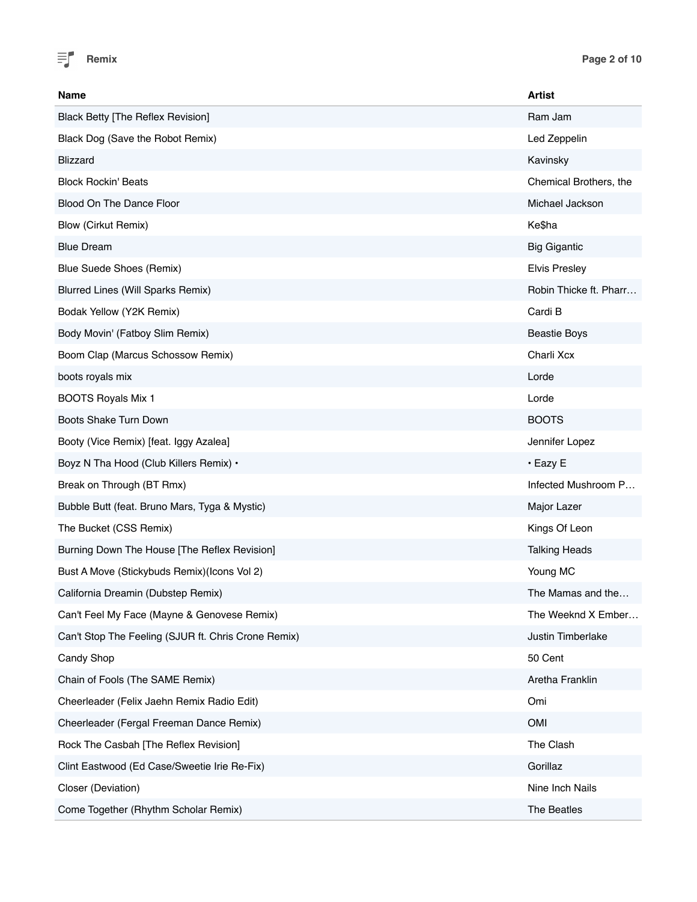| Name | Artist |
| --- | --- |
| Black Betty [The Reflex Revision] | Ram Jam |
| Black Dog (Save the Robot Remix) | Led Zeppelin |
| Blizzard | Kavinsky |
| Block Rockin' Beats | Chemical Brothers, the |
| Blood On The Dance Floor | Michael Jackson |
| Blow (Cirkut Remix) | Ke$ha |
| Blue Dream | Big Gigantic |
| Blue Suede Shoes (Remix) | Elvis Presley |
| Blurred Lines (Will Sparks Remix) | Robin Thicke ft. Pharr… |
| Bodak Yellow (Y2K Remix) | Cardi B |
| Body Movin' (Fatboy Slim Remix) | Beastie Boys |
| Boom Clap (Marcus Schossow Remix) | Charli Xcx |
| boots royals mix | Lorde |
| BOOTS Royals Mix 1 | Lorde |
| Boots Shake Turn Down | BOOTS |
| Booty (Vice Remix) [feat. Iggy Azalea] | Jennifer Lopez |
| Boyz N Tha Hood (Club Killers Remix) • | • Eazy E |
| Break on Through (BT Rmx) | Infected Mushroom P… |
| Bubble Butt (feat. Bruno Mars, Tyga & Mystic) | Major Lazer |
| The Bucket (CSS Remix) | Kings Of Leon |
| Burning Down The House [The Reflex Revision] | Talking Heads |
| Bust A Move (Stickybuds Remix)(Icons Vol 2) | Young MC |
| California Dreamin (Dubstep Remix) | The Mamas and the… |
| Can't Feel My Face (Mayne & Genovese Remix) | The Weeknd X Ember… |
| Can't Stop The Feeling (SJUR ft. Chris Crone Remix) | Justin Timberlake |
| Candy Shop | 50 Cent |
| Chain of Fools (The SAME Remix) | Aretha Franklin |
| Cheerleader (Felix Jaehn Remix Radio Edit) | Omi |
| Cheerleader (Fergal Freeman Dance Remix) | OMI |
| Rock The Casbah [The Reflex Revision] | The Clash |
| Clint Eastwood (Ed Case/Sweetie Irie Re-Fix) | Gorillaz |
| Closer (Deviation) | Nine Inch Nails |
| Come Together (Rhythm Scholar Remix) | The Beatles |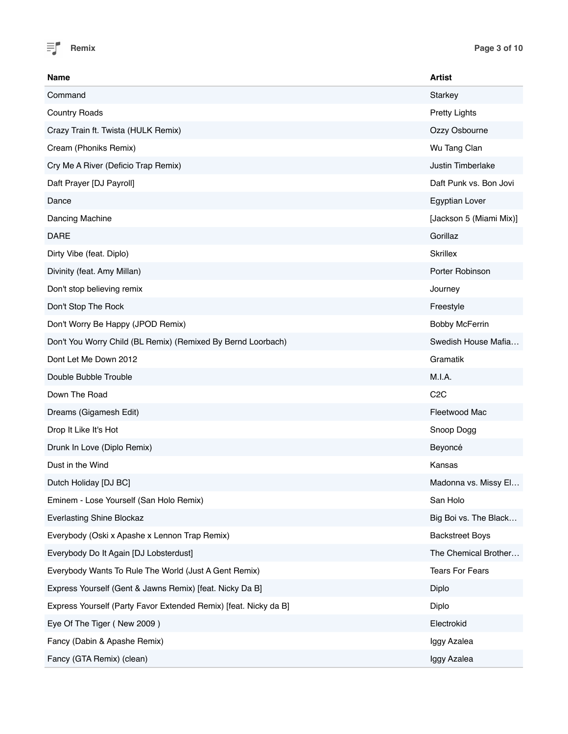| Name | Artist |
| --- | --- |
| Command | Starkey |
| Country Roads | Pretty Lights |
| Crazy Train ft. Twista (HULK Remix) | Ozzy Osbourne |
| Cream (Phoniks Remix) | Wu Tang Clan |
| Cry Me A River (Deficio Trap Remix) | Justin Timberlake |
| Daft Prayer [DJ Payroll] | Daft Punk vs. Bon Jovi |
| Dance | Egyptian Lover |
| Dancing Machine | [Jackson 5 (Miami Mix)] |
| DARE | Gorillaz |
| Dirty Vibe (feat. Diplo) | Skrillex |
| Divinity (feat. Amy Millan) | Porter Robinson |
| Don't stop believing remix | Journey |
| Don't Stop The Rock | Freestyle |
| Don't Worry Be Happy (JPOD Remix) | Bobby McFerrin |
| Don't You Worry Child (BL Remix) (Remixed By Bernd Loorbach) | Swedish House Mafia… |
| Dont Let Me Down 2012 | Gramatik |
| Double Bubble Trouble | M.I.A. |
| Down The Road | C2C |
| Dreams (Gigamesh Edit) | Fleetwood Mac |
| Drop It Like It's Hot | Snoop Dogg |
| Drunk In Love (Diplo Remix) | Beyoncé |
| Dust in the Wind | Kansas |
| Dutch Holiday [DJ BC] | Madonna vs. Missy El… |
| Eminem - Lose Yourself (San Holo Remix) | San Holo |
| Everlasting Shine Blockaz | Big Boi vs. The Black… |
| Everybody (Oski x Apashe x Lennon Trap Remix) | Backstreet Boys |
| Everybody Do It Again [DJ Lobsterdust] | The Chemical Brother… |
| Everybody Wants To Rule The World (Just A Gent Remix) | Tears For Fears |
| Express Yourself (Gent & Jawns Remix) [feat. Nicky Da B] | Diplo |
| Express Yourself (Party Favor Extended Remix) [feat. Nicky da B] | Diplo |
| Eye Of The Tiger ( New 2009 ) | Electrokid |
| Fancy (Dabin & Apashe Remix) | Iggy Azalea |
| Fancy (GTA Remix) (clean) | Iggy Azalea |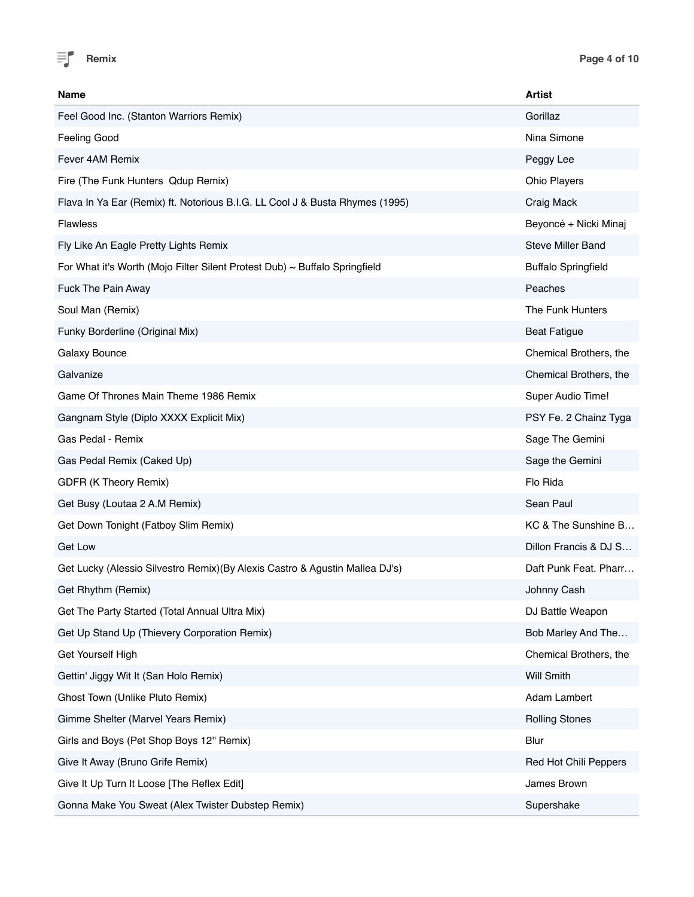| Name | Artist |
| --- | --- |
| Feel Good Inc. (Stanton Warriors Remix) | Gorillaz |
| Feeling Good | Nina Simone |
| Fever 4AM Remix | Peggy Lee |
| Fire (The Funk Hunters  Qdup Remix) | Ohio Players |
| Flava In Ya Ear (Remix) ft. Notorious B.I.G. LL Cool J & Busta Rhymes (1995) | Craig Mack |
| Flawless | Beyoncé + Nicki Minaj |
| Fly Like An Eagle Pretty Lights Remix | Steve Miller Band |
| For What it's Worth (Mojo Filter Silent Protest Dub) ~ Buffalo Springfield | Buffalo Springfield |
| Fuck The Pain Away | Peaches |
| Soul Man (Remix) | The Funk Hunters |
| Funky Borderline (Original Mix) | Beat Fatigue |
| Galaxy Bounce | Chemical Brothers, the |
| Galvanize | Chemical Brothers, the |
| Game Of Thrones Main Theme 1986 Remix | Super Audio Time! |
| Gangnam Style (Diplo XXXX Explicit Mix) | PSY Fe. 2 Chainz Tyga |
| Gas Pedal - Remix | Sage The Gemini |
| Gas Pedal Remix (Caked Up) | Sage the Gemini |
| GDFR (K Theory Remix) | Flo Rida |
| Get Busy (Loutaa 2 A.M Remix) | Sean Paul |
| Get Down Tonight (Fatboy Slim Remix) | KC & The Sunshine B… |
| Get Low | Dillon Francis & DJ S… |
| Get Lucky (Alessio Silvestro Remix)(By Alexis Castro & Agustin Mallea DJ's) | Daft Punk Feat. Pharr… |
| Get Rhythm (Remix) | Johnny Cash |
| Get The Party Started (Total Annual Ultra Mix) | DJ Battle Weapon |
| Get Up Stand Up (Thievery Corporation Remix) | Bob Marley And The… |
| Get Yourself High | Chemical Brothers, the |
| Gettin' Jiggy Wit It (San Holo Remix) | Will Smith |
| Ghost Town (Unlike Pluto Remix) | Adam Lambert |
| Gimme Shelter (Marvel Years Remix) | Rolling Stones |
| Girls and Boys (Pet Shop Boys 12'' Remix) | Blur |
| Give It Away (Bruno Grife Remix) | Red Hot Chili Peppers |
| Give It Up Turn It Loose [The Reflex Edit] | James Brown |
| Gonna Make You Sweat (Alex Twister Dubstep Remix) | Supershake |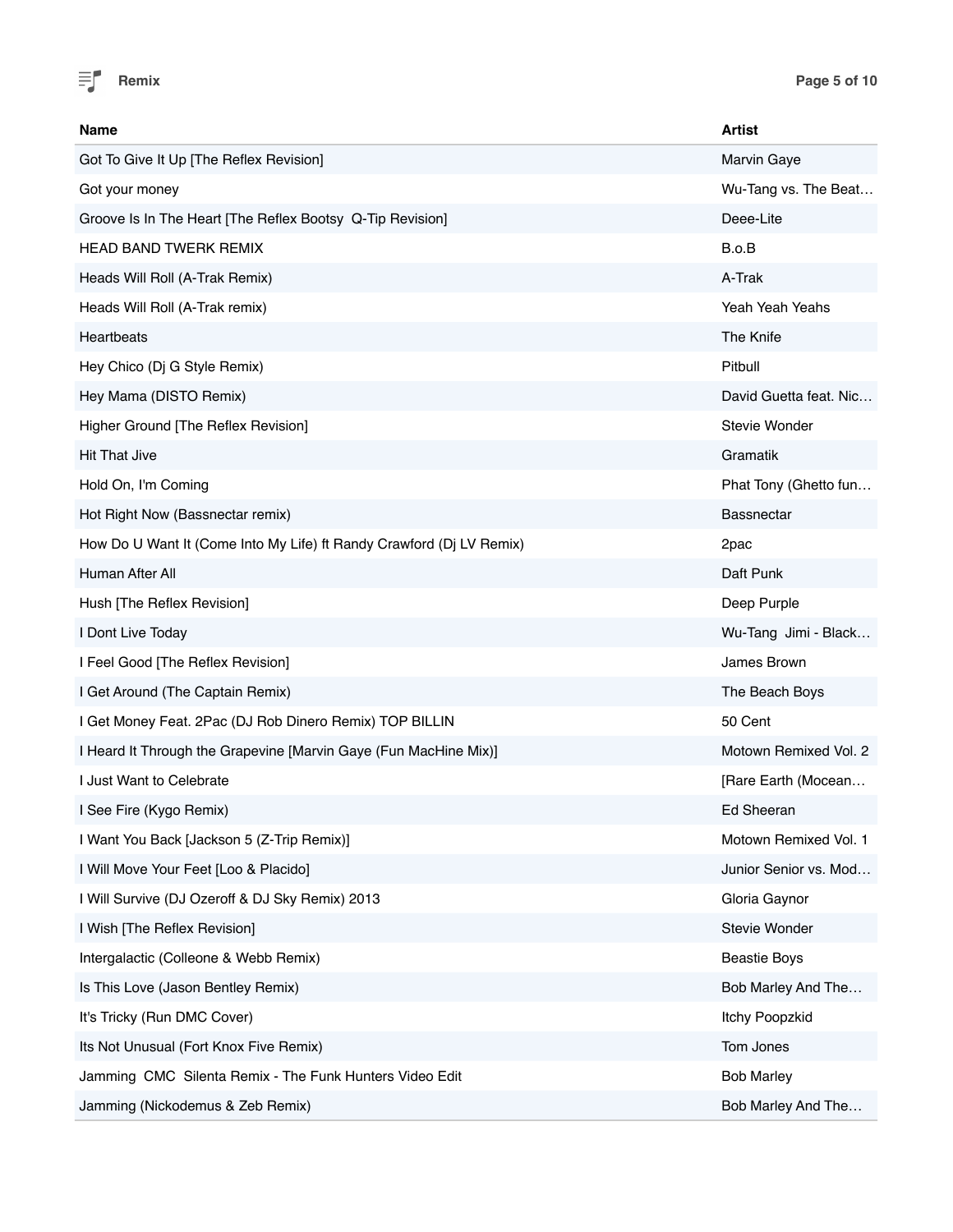| Name | Artist |
| --- | --- |
| Got To Give It Up [The Reflex Revision] | Marvin Gaye |
| Got your money | Wu-Tang vs. The Beat… |
| Groove Is In The Heart [The Reflex Bootsy  Q-Tip Revision] | Deee-Lite |
| HEAD BAND TWERK REMIX | B.o.B |
| Heads Will Roll (A-Trak Remix) | A-Trak |
| Heads Will Roll (A-Trak remix) | Yeah Yeah Yeahs |
| Heartbeats | The Knife |
| Hey Chico (Dj G Style Remix) | Pitbull |
| Hey Mama (DISTO Remix) | David Guetta feat. Nic… |
| Higher Ground [The Reflex Revision] | Stevie Wonder |
| Hit That Jive | Gramatik |
| Hold On, I'm Coming | Phat Tony (Ghetto fun… |
| Hot Right Now (Bassnectar remix) | Bassnectar |
| How Do U Want It (Come Into My Life) ft Randy Crawford (Dj LV Remix) | 2pac |
| Human After All | Daft Punk |
| Hush [The Reflex Revision] | Deep Purple |
| I Dont Live Today | Wu-Tang  Jimi - Black… |
| I Feel Good [The Reflex Revision] | James Brown |
| I Get Around (The Captain Remix) | The Beach Boys |
| I Get Money Feat. 2Pac (DJ Rob Dinero Remix) TOP BILLIN | 50 Cent |
| I Heard It Through the Grapevine [Marvin Gaye (Fun MacHine Mix)] | Motown Remixed Vol. 2 |
| I Just Want to Celebrate | [Rare Earth (Mocean… |
| I See Fire (Kygo Remix) | Ed Sheeran |
| I Want You Back [Jackson 5 (Z-Trip Remix)] | Motown Remixed Vol. 1 |
| I Will Move Your Feet [Loo & Placido] | Junior Senior vs. Mod… |
| I Will Survive (DJ Ozeroff & DJ Sky Remix) 2013 | Gloria Gaynor |
| I Wish [The Reflex Revision] | Stevie Wonder |
| Intergalactic (Colleone & Webb Remix) | Beastie Boys |
| Is This Love (Jason Bentley Remix) | Bob Marley And The… |
| It's Tricky (Run DMC Cover) | Itchy Poopzkid |
| Its Not Unusual (Fort Knox Five Remix) | Tom Jones |
| Jamming  CMC  Silenta Remix - The Funk Hunters Video Edit | Bob Marley |
| Jamming (Nickodemus & Zeb Remix) | Bob Marley And The… |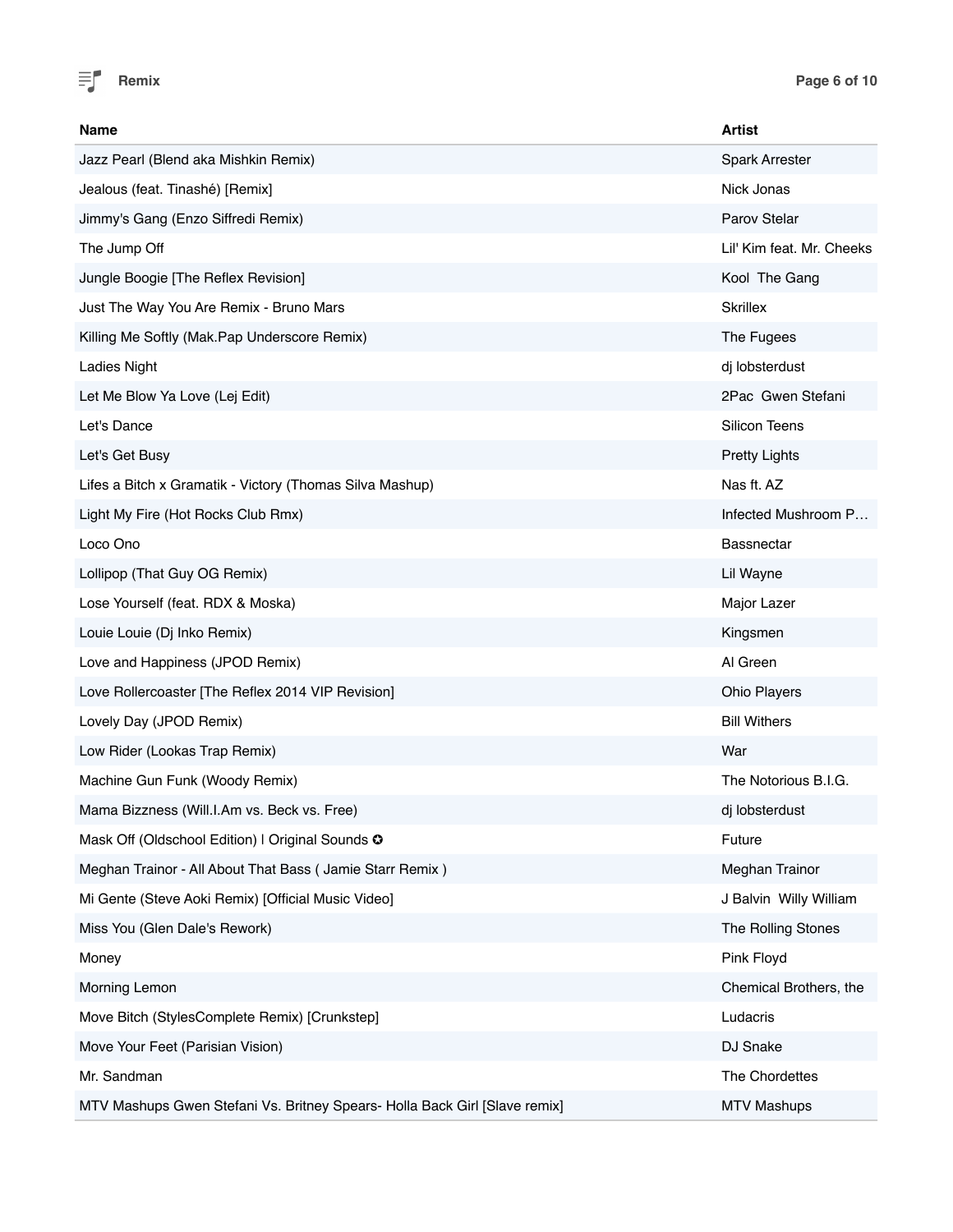| Name | Artist |
| --- | --- |
| Jazz Pearl (Blend aka Mishkin Remix) | Spark Arrester |
| Jealous (feat. Tinashé) [Remix] | Nick Jonas |
| Jimmy's Gang (Enzo Siffredi Remix) | Parov Stelar |
| The Jump Off | Lil' Kim feat. Mr. Cheeks |
| Jungle Boogie [The Reflex Revision] | Kool  The Gang |
| Just The Way You Are Remix - Bruno Mars | Skrillex |
| Killing Me Softly (Mak.Pap Underscore Remix) | The Fugees |
| Ladies Night | dj lobsterdust |
| Let Me Blow Ya Love (Lej Edit) | 2Pac  Gwen Stefani |
| Let's Dance | Silicon Teens |
| Let's Get Busy | Pretty Lights |
| Lifes a Bitch x Gramatik - Victory (Thomas Silva Mashup) | Nas ft. AZ |
| Light My Fire (Hot Rocks Club Rmx) | Infected Mushroom P… |
| Loco Ono | Bassnectar |
| Lollipop (That Guy OG Remix) | Lil Wayne |
| Lose Yourself (feat. RDX & Moska) | Major Lazer |
| Louie Louie (Dj Inko Remix) | Kingsmen |
| Love and Happiness (JPOD Remix) | Al Green |
| Love Rollercoaster [The Reflex 2014 VIP Revision] | Ohio Players |
| Lovely Day (JPOD Remix) | Bill Withers |
| Low Rider (Lookas Trap Remix) | War |
| Machine Gun Funk (Woody Remix) | The Notorious B.I.G. |
| Mama Bizzness (Will.I.Am vs. Beck vs. Free) | dj lobsterdust |
| Mask Off (Oldschool Edition) I Original Sounds ✪ | Future |
| Meghan Trainor - All About That Bass ( Jamie Starr Remix ) | Meghan Trainor |
| Mi Gente (Steve Aoki Remix) [Official Music Video] | J Balvin  Willy William |
| Miss You (Glen Dale's Rework) | The Rolling Stones |
| Money | Pink Floyd |
| Morning Lemon | Chemical Brothers, the |
| Move Bitch (StylesComplete Remix) [Crunkstep] | Ludacris |
| Move Your Feet (Parisian Vision) | DJ Snake |
| Mr. Sandman | The Chordettes |
| MTV Mashups Gwen Stefani Vs. Britney Spears- Holla Back Girl [Slave remix] | MTV Mashups |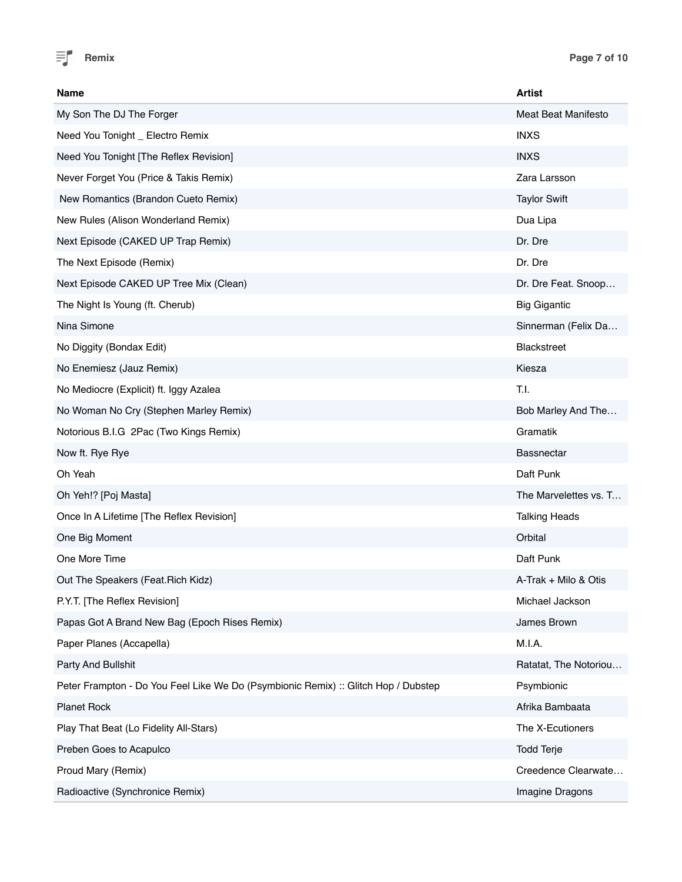| Name | Artist |
| --- | --- |
| My Son The DJ The Forger | Meat Beat Manifesto |
| Need You Tonight _ Electro Remix | INXS |
| Need You Tonight [The Reflex Revision] | INXS |
| Never Forget You (Price & Takis Remix) | Zara Larsson |
| New Romantics (Brandon Cueto Remix) | Taylor Swift |
| New Rules (Alison Wonderland Remix) | Dua Lipa |
| Next Episode (CAKED UP Trap Remix) | Dr. Dre |
| The Next Episode (Remix) | Dr. Dre |
| Next Episode CAKED UP Tree Mix (Clean) | Dr. Dre Feat. Snoop… |
| The Night Is Young (ft. Cherub) | Big Gigantic |
| Nina Simone | Sinnerman (Felix Da… |
| No Diggity (Bondax Edit) | Blackstreet |
| No Enemiesz (Jauz Remix) | Kiesza |
| No Mediocre (Explicit) ft. Iggy Azalea | T.I. |
| No Woman No Cry (Stephen Marley Remix) | Bob Marley And The… |
| Notorious B.I.G  2Pac (Two Kings Remix) | Gramatik |
| Now ft. Rye Rye | Bassnectar |
| Oh Yeah | Daft Punk |
| Oh Yeh!? [Poj Masta] | The Marvelettes vs. T… |
| Once In A Lifetime [The Reflex Revision] | Talking Heads |
| One Big Moment | Orbital |
| One More Time | Daft Punk |
| Out The Speakers (Feat.Rich Kidz) | A-Trak + Milo & Otis |
| P.Y.T. [The Reflex Revision] | Michael Jackson |
| Papas Got A Brand New Bag (Epoch Rises Remix) | James Brown |
| Paper Planes (Accapella) | M.I.A. |
| Party And Bullshit | Ratatat, The Notoriou… |
| Peter Frampton - Do You Feel Like We Do (Psymbionic Remix) :: Glitch Hop / Dubstep | Psymbionic |
| Planet Rock | Afrika Bambaata |
| Play That Beat (Lo Fidelity All-Stars) | The X-Ecutioners |
| Preben Goes to Acapulco | Todd Terje |
| Proud Mary (Remix) | Creedence Clearwate… |
| Radioactive (Synchronice Remix) | Imagine Dragons |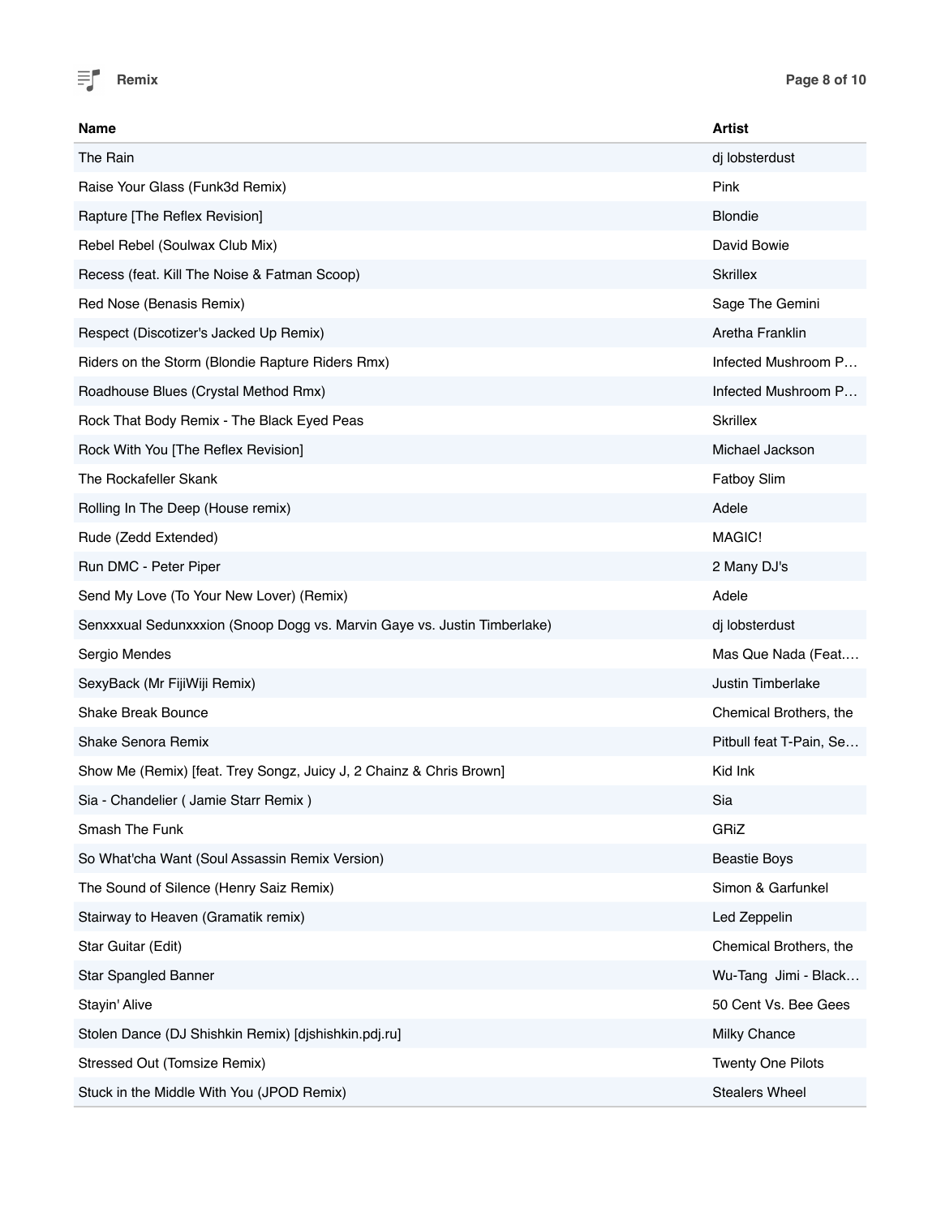| Name | Artist |
|---|---|
| The Rain | dj lobsterdust |
| Raise Your Glass (Funk3d Remix) | Pink |
| Rapture [The Reflex Revision] | Blondie |
| Rebel Rebel (Soulwax Club Mix) | David Bowie |
| Recess (feat. Kill The Noise & Fatman Scoop) | Skrillex |
| Red Nose (Benasis Remix) | Sage The Gemini |
| Respect (Discotizer's Jacked Up Remix) | Aretha Franklin |
| Riders on the Storm (Blondie Rapture Riders Rmx) | Infected Mushroom P… |
| Roadhouse Blues (Crystal Method Rmx) | Infected Mushroom P… |
| Rock That Body Remix - The Black Eyed Peas | Skrillex |
| Rock With You [The Reflex Revision] | Michael Jackson |
| The Rockafeller Skank | Fatboy Slim |
| Rolling In The Deep (House remix) | Adele |
| Rude (Zedd Extended) | MAGIC! |
| Run DMC - Peter Piper | 2 Many DJ's |
| Send My Love (To Your New Lover) (Remix) | Adele |
| Senxxxual Sedunxxxion (Snoop Dogg vs. Marvin Gaye vs. Justin Timberlake) | dj lobsterdust |
| Sergio Mendes | Mas Que Nada (Feat.… |
| SexyBack (Mr FijiWiji Remix) | Justin Timberlake |
| Shake Break Bounce | Chemical Brothers, the |
| Shake Senora Remix | Pitbull feat T-Pain, Se… |
| Show Me (Remix) [feat. Trey Songz, Juicy J, 2 Chainz & Chris Brown] | Kid Ink |
| Sia - Chandelier ( Jamie Starr Remix ) | Sia |
| Smash The Funk | GRiZ |
| So What'cha Want (Soul Assassin Remix Version) | Beastie Boys |
| The Sound of Silence (Henry Saiz Remix) | Simon & Garfunkel |
| Stairway to Heaven (Gramatik remix) | Led Zeppelin |
| Star Guitar (Edit) | Chemical Brothers, the |
| Star Spangled Banner | Wu-Tang  Jimi - Black… |
| Stayin' Alive | 50 Cent Vs. Bee Gees |
| Stolen Dance (DJ Shishkin Remix) [djshishkin.pdj.ru] | Milky Chance |
| Stressed Out (Tomsize Remix) | Twenty One Pilots |
| Stuck in the Middle With You (JPOD Remix) | Stealers Wheel |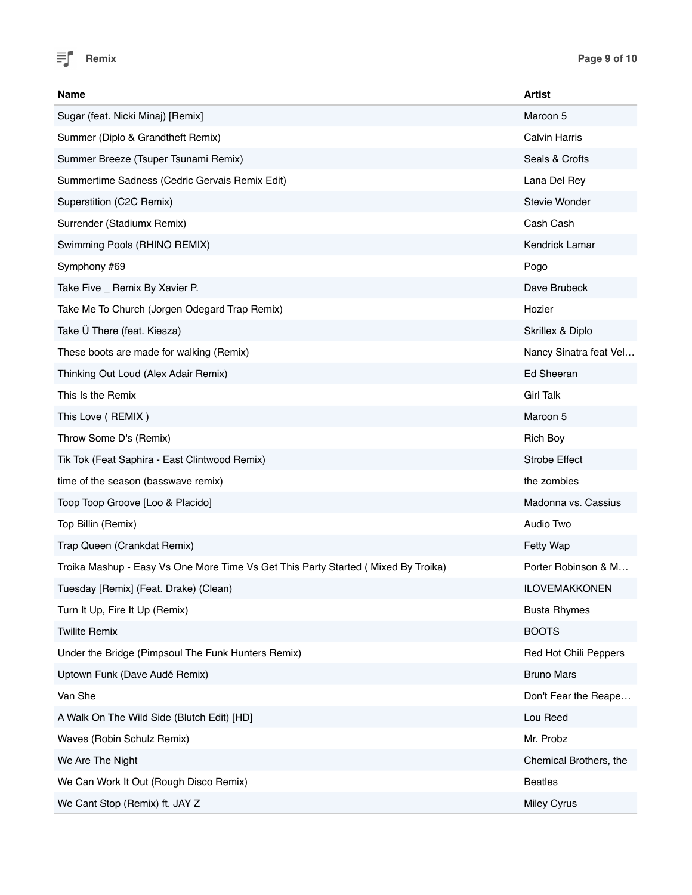| Name | Artist |
|---|---|
| Sugar (feat. Nicki Minaj) [Remix] | Maroon 5 |
| Summer (Diplo & Grandtheft Remix) | Calvin Harris |
| Summer Breeze (Tsuper Tsunami Remix) | Seals & Crofts |
| Summertime Sadness (Cedric Gervais Remix Edit) | Lana Del Rey |
| Superstition (C2C Remix) | Stevie Wonder |
| Surrender (Stadiumx Remix) | Cash Cash |
| Swimming Pools (RHINO REMIX) | Kendrick Lamar |
| Symphony #69 | Pogo |
| Take Five _ Remix By Xavier P. | Dave Brubeck |
| Take Me To Church (Jorgen Odegard Trap Remix) | Hozier |
| Take Ü There (feat. Kiesza) | Skrillex & Diplo |
| These boots are made for walking (Remix) | Nancy Sinatra feat Vel… |
| Thinking Out Loud (Alex Adair Remix) | Ed Sheeran |
| This Is the Remix | Girl Talk |
| This Love ( REMIX ) | Maroon 5 |
| Throw Some D's (Remix) | Rich Boy |
| Tik Tok (Feat Saphira - East Clintwood Remix) | Strobe Effect |
| time of the season (basswave remix) | the zombies |
| Toop Toop Groove [Loo & Placido] | Madonna vs. Cassius |
| Top Billin (Remix) | Audio Two |
| Trap Queen (Crankdat Remix) | Fetty Wap |
| Troika Mashup - Easy Vs One More Time Vs Get This Party Started ( Mixed By Troika) | Porter Robinson & M… |
| Tuesday [Remix] (Feat. Drake) (Clean) | ILOVEMAKKONEN |
| Turn It Up, Fire It Up (Remix) | Busta Rhymes |
| Twilite Remix | BOOTS |
| Under the Bridge (Pimpsoul The Funk Hunters Remix) | Red Hot Chili Peppers |
| Uptown Funk (Dave Audé Remix) | Bruno Mars |
| Van She | Don't Fear the Reape… |
| A Walk On The Wild Side (Blutch Edit) [HD] | Lou Reed |
| Waves (Robin Schulz Remix) | Mr. Probz |
| We Are The Night | Chemical Brothers, the |
| We Can Work It Out (Rough Disco Remix) | Beatles |
| We Cant Stop (Remix) ft. JAY Z | Miley Cyrus |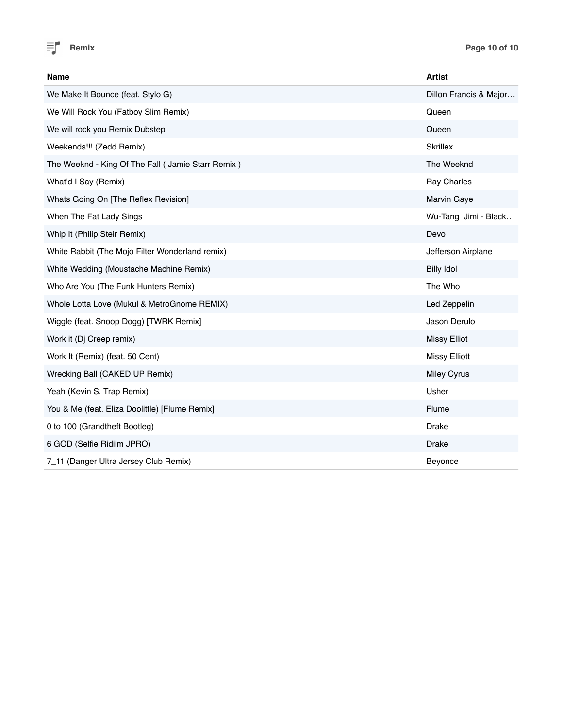| Name | Artist |
| --- | --- |
| We Make It Bounce (feat. Stylo G) | Dillon Francis & Major… |
| We Will Rock You (Fatboy Slim Remix) | Queen |
| We will rock you Remix Dubstep | Queen |
| Weekends!!! (Zedd Remix) | Skrillex |
| The Weeknd - King Of The Fall ( Jamie Starr Remix ) | The Weeknd |
| What'd I Say (Remix) | Ray Charles |
| Whats Going On [The Reflex Revision] | Marvin Gaye |
| When The Fat Lady Sings | Wu-Tang  Jimi - Black… |
| Whip It (Philip Steir Remix) | Devo |
| White Rabbit (The Mojo Filter Wonderland remix) | Jefferson Airplane |
| White Wedding (Moustache Machine Remix) | Billy Idol |
| Who Are You (The Funk Hunters Remix) | The Who |
| Whole Lotta Love (Mukul & MetroGnome REMIX) | Led Zeppelin |
| Wiggle (feat. Snoop Dogg) [TWRK Remix] | Jason Derulo |
| Work it (Dj Creep remix) | Missy Elliot |
| Work It (Remix) (feat. 50 Cent) | Missy Elliott |
| Wrecking Ball (CAKED UP Remix) | Miley Cyrus |
| Yeah (Kevin S. Trap Remix) | Usher |
| You & Me (feat. Eliza Doolittle) [Flume Remix] | Flume |
| 0 to 100 (Grandtheft Bootleg) | Drake |
| 6 GOD (Selfie Ridiim JPRO) | Drake |
| 7_11 (Danger Ultra Jersey Club Remix) | Beyonce |